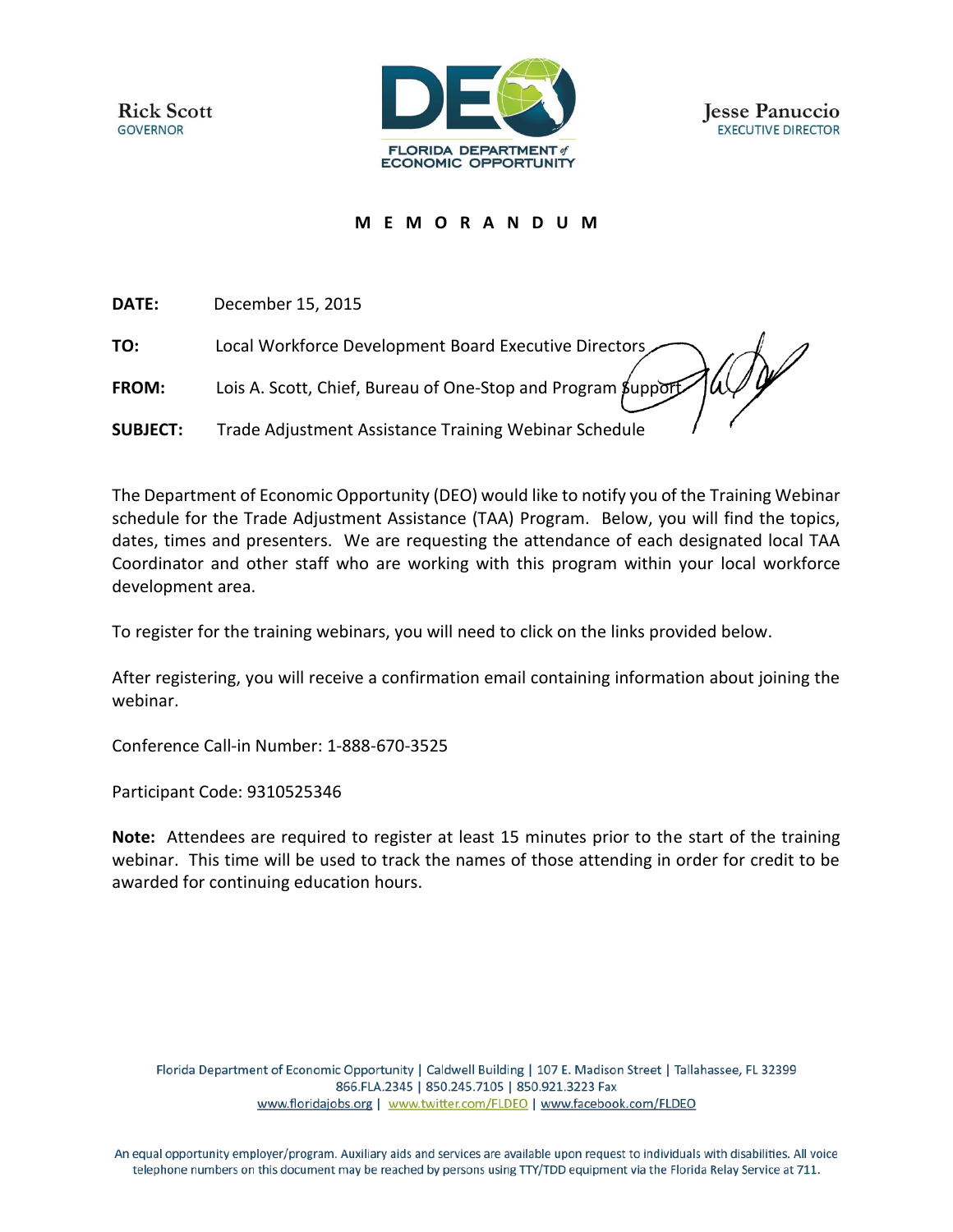Rick Scott
GOVERNOR

FLORIDA DEPARTMENT of ECONOMIC OPPORTUNITY

Jesse Panuccio
EXECUTIVE DIRECTOR

# M E M O R A N D U M

**DATE:** December 15, 2015

**TO:** Local Workforce Development Board Executive Directors

**FROM:** Lois A. Scott, Chief, Bureau of One-Stop and Program Support

**SUBJECT:** Trade Adjustment Assistance Training Webinar Schedule

The Department of Economic Opportunity (DEO) would like to notify you of the Training Webinar schedule for the Trade Adjustment Assistance (TAA) Program. Below, you will find the topics, dates, times and presenters. We are requesting the attendance of each designated local TAA Coordinator and other staff who are working with this program within your local workforce development area.

To register for the training webinars, you will need to click on the links provided below.

After registering, you will receive a confirmation email containing information about joining the webinar.

Conference Call-in Number: 1-888-670-3525

Participant Code: 9310525346

**Note:** Attendees are required to register at least 15 minutes prior to the start of the training webinar. This time will be used to track the names of those attending in order for credit to be awarded for continuing education hours.

Florida Department of Economic Opportunity | Caldwell Building | 107 E. Madison Street | Tallahassee, FL 32399
866.FLA.2345 | 850.245.7105 | 850.921.3223 Fax
www.floridajobs.org | www.twitter.com/FLDEO | www.facebook.com/FLDEO

An equal opportunity employer/program. Auxiliary aids and services are available upon request to individuals with disabilities. All voice telephone numbers on this document may be reached by persons using TTY/TDD equipment via the Florida Relay Service at 711.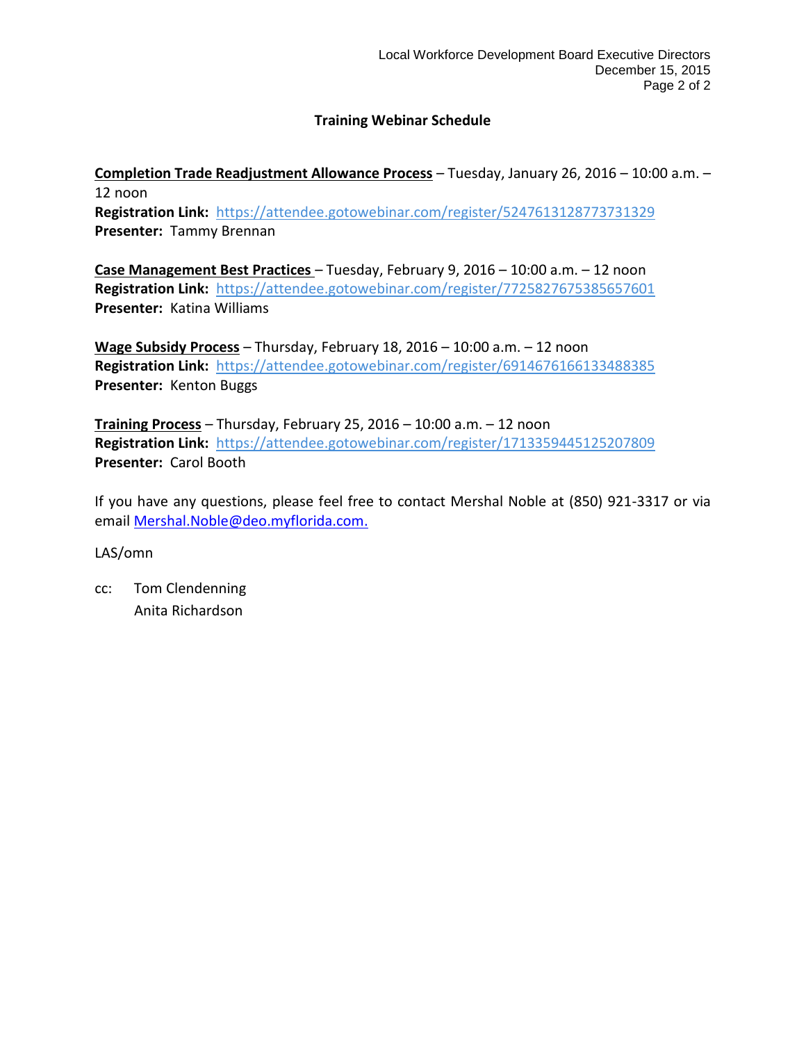## Training Webinar Schedule

**Completion Trade Readjustment Allowance Process** – Tuesday, January 26, 2016 – 10:00 a.m. – 12 noon
**Registration Link:** https://attendee.gotowebinar.com/register/5247613128773731329
**Presenter:** Tammy Brennan

**Case Management Best Practices** – Tuesday, February 9, 2016 – 10:00 a.m. – 12 noon
**Registration Link:** https://attendee.gotowebinar.com/register/7725827675385657601
**Presenter:** Katina Williams

**Wage Subsidy Process** – Thursday, February 18, 2016 – 10:00 a.m. – 12 noon
**Registration Link:** https://attendee.gotowebinar.com/register/6914676166133488385
**Presenter:** Kenton Buggs

**Training Process** – Thursday, February 25, 2016 – 10:00 a.m. – 12 noon
**Registration Link:** https://attendee.gotowebinar.com/register/1713359445125207809
**Presenter:** Carol Booth

If you have any questions, please feel free to contact Mershal Noble at (850) 921-3317 or via email Mershal.Noble@deo.myflorida.com.

LAS/omn

cc: Tom Clendenning
Anita Richardson